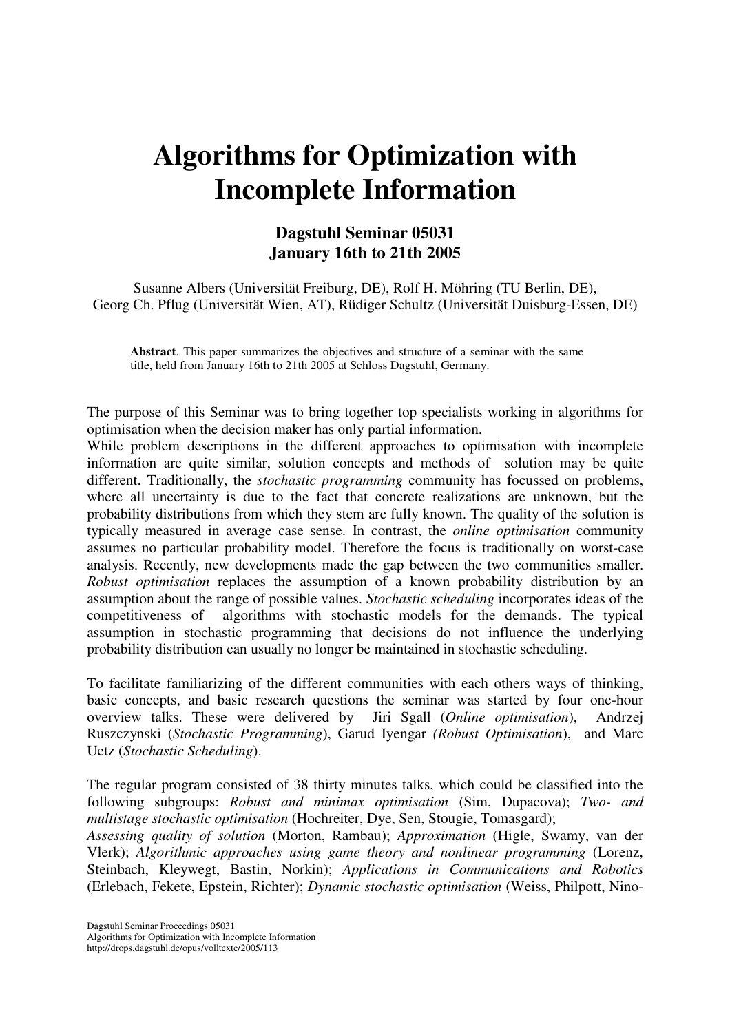# Algorithms for Optimization with Incomplete Information

### Dagstuhl Seminar 05031
### January 16th to 21th 2005

Susanne Albers (Universität Freiburg, DE), Rolf H. Möhring (TU Berlin, DE), Georg Ch. Pflug (Universität Wien, AT), Rüdiger Schultz (Universität Duisburg-Essen, DE)

**Abstract**. This paper summarizes the objectives and structure of a seminar with the same title, held from January 16th to 21th 2005 at Schloss Dagstuhl, Germany.

The purpose of this Seminar was to bring together top specialists working in algorithms for optimisation when the decision maker has only partial information.
While problem descriptions in the different approaches to optimisation with incomplete information are quite similar, solution concepts and methods of solution may be quite different. Traditionally, the *stochastic programming* community has focussed on problems, where all uncertainty is due to the fact that concrete realizations are unknown, but the probability distributions from which they stem are fully known. The quality of the solution is typically measured in average case sense. In contrast, the *online optimisation* community assumes no particular probability model. Therefore the focus is traditionally on worst-case analysis. Recently, new developments made the gap between the two communities smaller. *Robust optimisation* replaces the assumption of a known probability distribution by an assumption about the range of possible values. *Stochastic scheduling* incorporates ideas of the competitiveness of algorithms with stochastic models for the demands. The typical assumption in stochastic programming that decisions do not influence the underlying probability distribution can usually no longer be maintained in stochastic scheduling.

To facilitate familiarizing of the different communities with each others ways of thinking, basic concepts, and basic research questions the seminar was started by four one-hour overview talks. These were delivered by Jiri Sgall (*Online optimisation*), Andrzej Ruszczynski (*Stochastic Programming*), Garud Iyengar *(Robust Optimisation*), and Marc Uetz (*Stochastic Scheduling*).

The regular program consisted of 38 thirty minutes talks, which could be classified into the following subgroups: *Robust and minimax optimisation* (Sim, Dupacova); *Two- and multistage stochastic optimisation* (Hochreiter, Dye, Sen, Stougie, Tomasgard);
*Assessing quality of solution* (Morton, Rambau); *Approximation* (Higle, Swamy, van der Vlerk); *Algorithmic approaches using game theory and nonlinear programming* (Lorenz, Steinbach, Kleywegt, Bastin, Norkin); *Applications in Communications and Robotics* (Erlebach, Fekete, Epstein, Richter); *Dynamic stochastic optimisation* (Weiss, Philpott, Nino-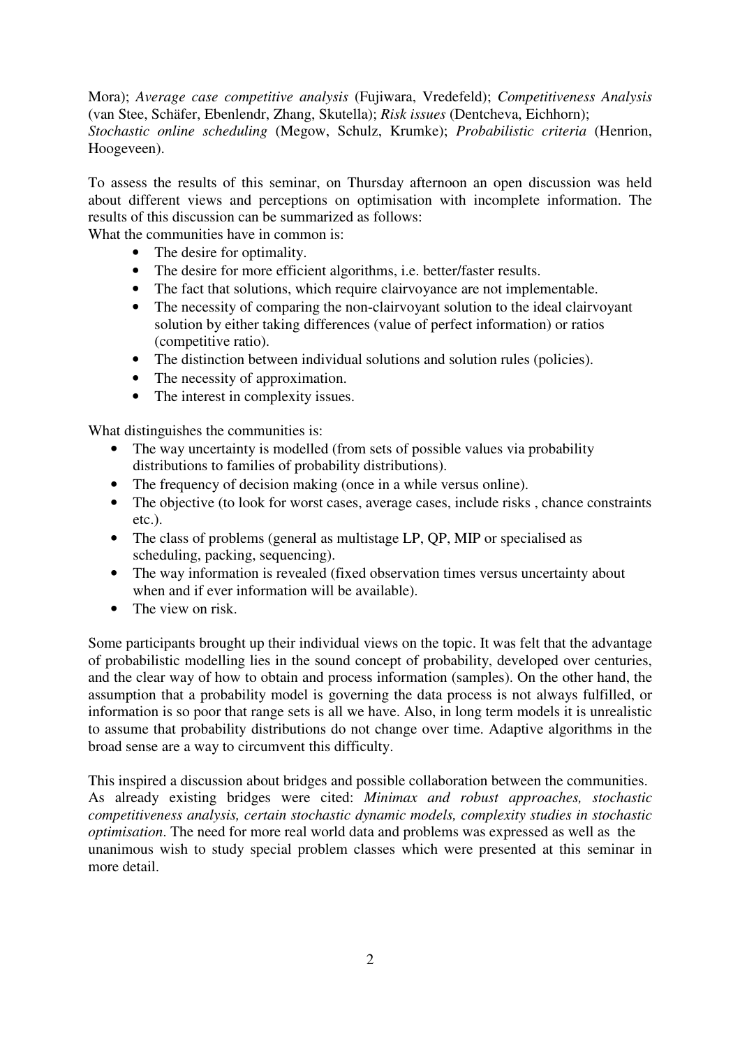Mora); *Average case competitive analysis* (Fujiwara, Vredefeld); *Competitiveness Analysis* (van Stee, Schäfer, Ebenlendr, Zhang, Skutella); *Risk issues* (Dentcheva, Eichhorn); *Stochastic online scheduling* (Megow, Schulz, Krumke); *Probabilistic criteria* (Henrion, Hoogeveen).

To assess the results of this seminar, on Thursday afternoon an open discussion was held about different views and perceptions on optimisation with incomplete information. The results of this discussion can be summarized as follows:
What the communities have in common is:

- The desire for optimality.
- The desire for more efficient algorithms, i.e. better/faster results.
- The fact that solutions, which require clairvoyance are not implementable.
- The necessity of comparing the non-clairvoyant solution to the ideal clairvoyant solution by either taking differences (value of perfect information) or ratios (competitive ratio).
- The distinction between individual solutions and solution rules (policies).
- The necessity of approximation.
- The interest in complexity issues.

What distinguishes the communities is:

- The way uncertainty is modelled (from sets of possible values via probability distributions to families of probability distributions).
- The frequency of decision making (once in a while versus online).
- The objective (to look for worst cases, average cases, include risks , chance constraints etc.).
- The class of problems (general as multistage LP, QP, MIP or specialised as scheduling, packing, sequencing).
- The way information is revealed (fixed observation times versus uncertainty about when and if ever information will be available).
- The view on risk.

Some participants brought up their individual views on the topic. It was felt that the advantage of probabilistic modelling lies in the sound concept of probability, developed over centuries, and the clear way of how to obtain and process information (samples). On the other hand, the assumption that a probability model is governing the data process is not always fulfilled, or information is so poor that range sets is all we have. Also, in long term models it is unrealistic to assume that probability distributions do not change over time. Adaptive algorithms in the broad sense are a way to circumvent this difficulty.

This inspired a discussion about bridges and possible collaboration between the communities. As already existing bridges were cited: *Minimax and robust approaches, stochastic competitiveness analysis, certain stochastic dynamic models, complexity studies in stochastic optimisation*. The need for more real world data and problems was expressed as well as the unanimous wish to study special problem classes which were presented at this seminar in more detail.